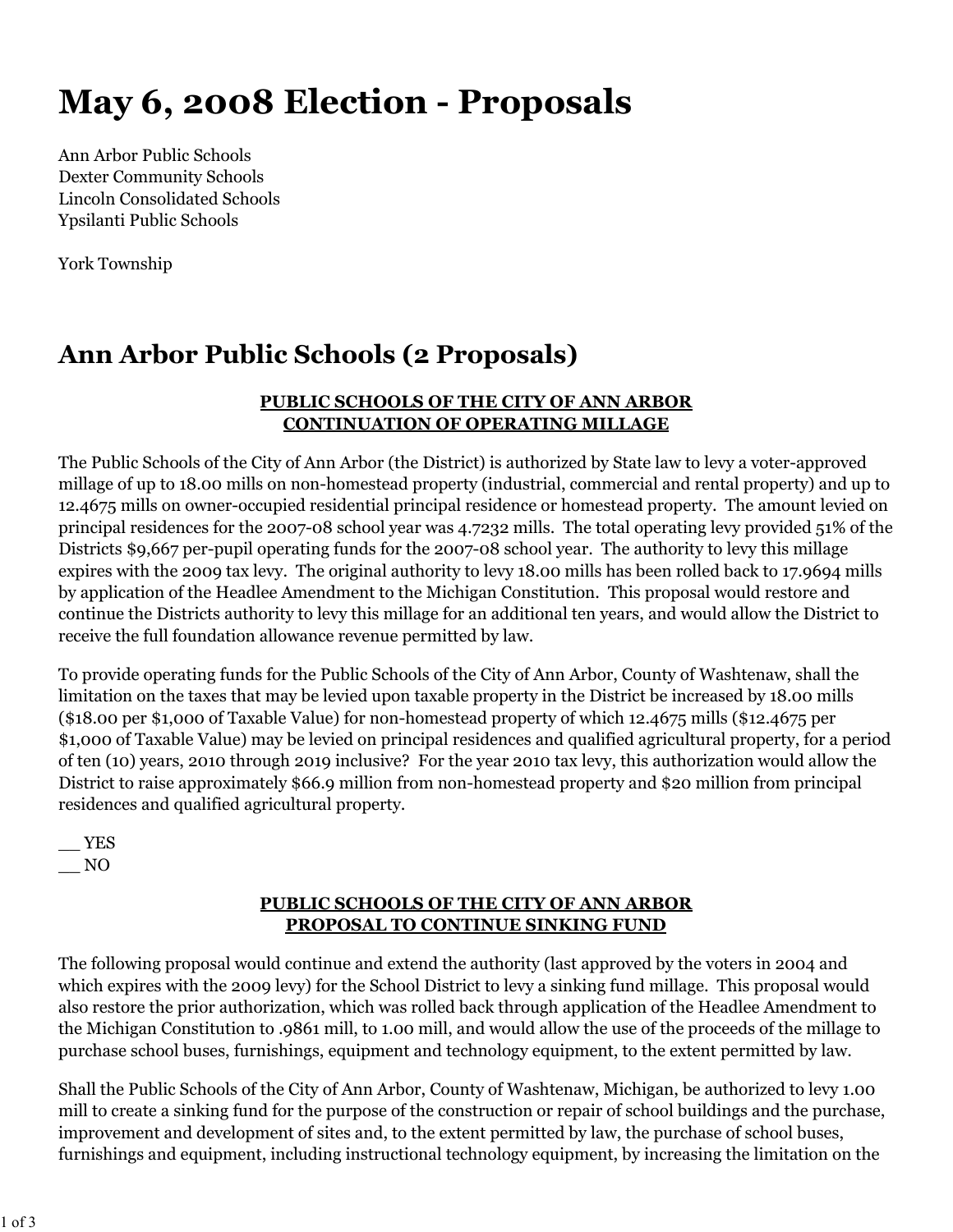# May 6, 2008 Election - Proposals

Ann Arbor Public Schools
Dexter Community Schools
Lincoln Consolidated Schools
Ypsilanti Public Schools

York Township

## Ann Arbor Public Schools (2 Proposals)

**PUBLIC SCHOOLS OF THE CITY OF ANN ARBOR**
**CONTINUATION OF OPERATING MILLAGE**

The Public Schools of the City of Ann Arbor (the District) is authorized by State law to levy a voter-approved millage of up to 18.00 mills on non-homestead property (industrial, commercial and rental property) and up to 12.4675 mills on owner-occupied residential principal residence or homestead property. The amount levied on principal residences for the 2007-08 school year was 4.7232 mills. The total operating levy provided 51% of the Districts $9,667 per-pupil operating funds for the 2007-08 school year. The authority to levy this millage expires with the 2009 tax levy. The original authority to levy 18.00 mills has been rolled back to 17.9694 mills by application of the Headlee Amendment to the Michigan Constitution. This proposal would restore and continue the Districts authority to levy this millage for an additional ten years, and would allow the District to receive the full foundation allowance revenue permitted by law.

To provide operating funds for the Public Schools of the City of Ann Arbor, County of Washtenaw, shall the limitation on the taxes that may be levied upon taxable property in the District be increased by 18.00 mills ($18.00 per $1,000 of Taxable Value) for non-homestead property of which 12.4675 mills ($12.4675 per $1,000 of Taxable Value) may be levied on principal residences and qualified agricultural property, for a period of ten (10) years, 2010 through 2019 inclusive? For the year 2010 tax levy, this authorization would allow the District to raise approximately $66.9 million from non-homestead property and $20 million from principal residences and qualified agricultural property.

__ YES
__ NO

**PUBLIC SCHOOLS OF THE CITY OF ANN ARBOR**
**PROPOSAL TO CONTINUE SINKING FUND**

The following proposal would continue and extend the authority (last approved by the voters in 2004 and which expires with the 2009 levy) for the School District to levy a sinking fund millage. This proposal would also restore the prior authorization, which was rolled back through application of the Headlee Amendment to the Michigan Constitution to .9861 mill, to 1.00 mill, and would allow the use of the proceeds of the millage to purchase school buses, furnishings, equipment and technology equipment, to the extent permitted by law.

Shall the Public Schools of the City of Ann Arbor, County of Washtenaw, Michigan, be authorized to levy 1.00 mill to create a sinking fund for the purpose of the construction or repair of school buildings and the purchase, improvement and development of sites and, to the extent permitted by law, the purchase of school buses, furnishings and equipment, including instructional technology equipment, by increasing the limitation on the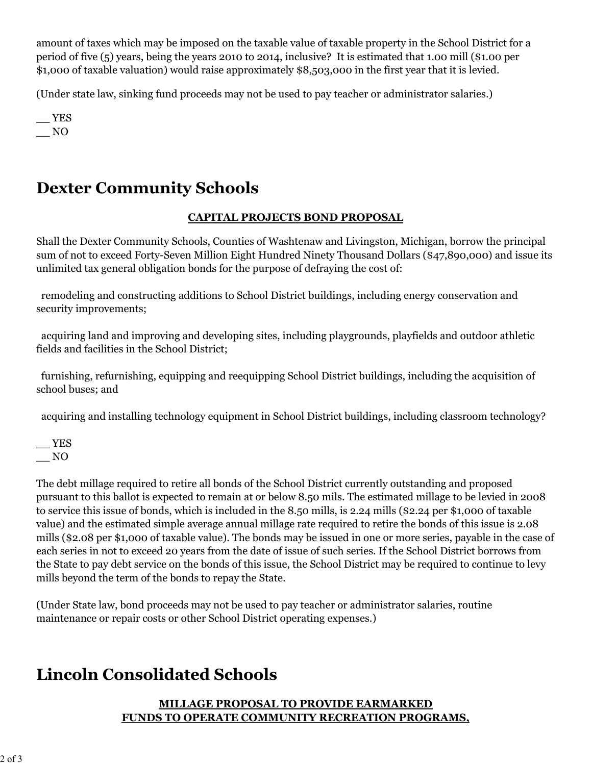amount of taxes which may be imposed on the taxable value of taxable property in the School District for a period of five (5) years, being the years 2010 to 2014, inclusive? It is estimated that 1.00 mill ($1.00 per $1,000 of taxable valuation) would raise approximately $8,503,000 in the first year that it is levied.

(Under state law, sinking fund proceeds may not be used to pay teacher or administrator salaries.)

__ YES
__ NO

# Dexter Community Schools

**CAPITAL PROJECTS BOND PROPOSAL**

Shall the Dexter Community Schools, Counties of Washtenaw and Livingston, Michigan, borrow the principal sum of not to exceed Forty-Seven Million Eight Hundred Ninety Thousand Dollars ($47,890,000) and issue its unlimited tax general obligation bonds for the purpose of defraying the cost of:

remodeling and constructing additions to School District buildings, including energy conservation and security improvements;

acquiring land and improving and developing sites, including playgrounds, playfields and outdoor athletic fields and facilities in the School District;

furnishing, refurnishing, equipping and reequipping School District buildings, including the acquisition of school buses; and

acquiring and installing technology equipment in School District buildings, including classroom technology?

__ YES
__ NO

The debt millage required to retire all bonds of the School District currently outstanding and proposed pursuant to this ballot is expected to remain at or below 8.50 mils. The estimated millage to be levied in 2008 to service this issue of bonds, which is included in the 8.50 mills, is 2.24 mills ($2.24 per $1,000 of taxable value) and the estimated simple average annual millage rate required to retire the bonds of this issue is 2.08 mills ($2.08 per $1,000 of taxable value). The bonds may be issued in one or more series, payable in the case of each series in not to exceed 20 years from the date of issue of such series. If the School District borrows from the State to pay debt service on the bonds of this issue, the School District may be required to continue to levy mills beyond the term of the bonds to repay the State.

(Under State law, bond proceeds may not be used to pay teacher or administrator salaries, routine maintenance or repair costs or other School District operating expenses.)

# Lincoln Consolidated Schools

**MILLAGE PROPOSAL TO PROVIDE EARMARKED FUNDS TO OPERATE COMMUNITY RECREATION PROGRAMS,**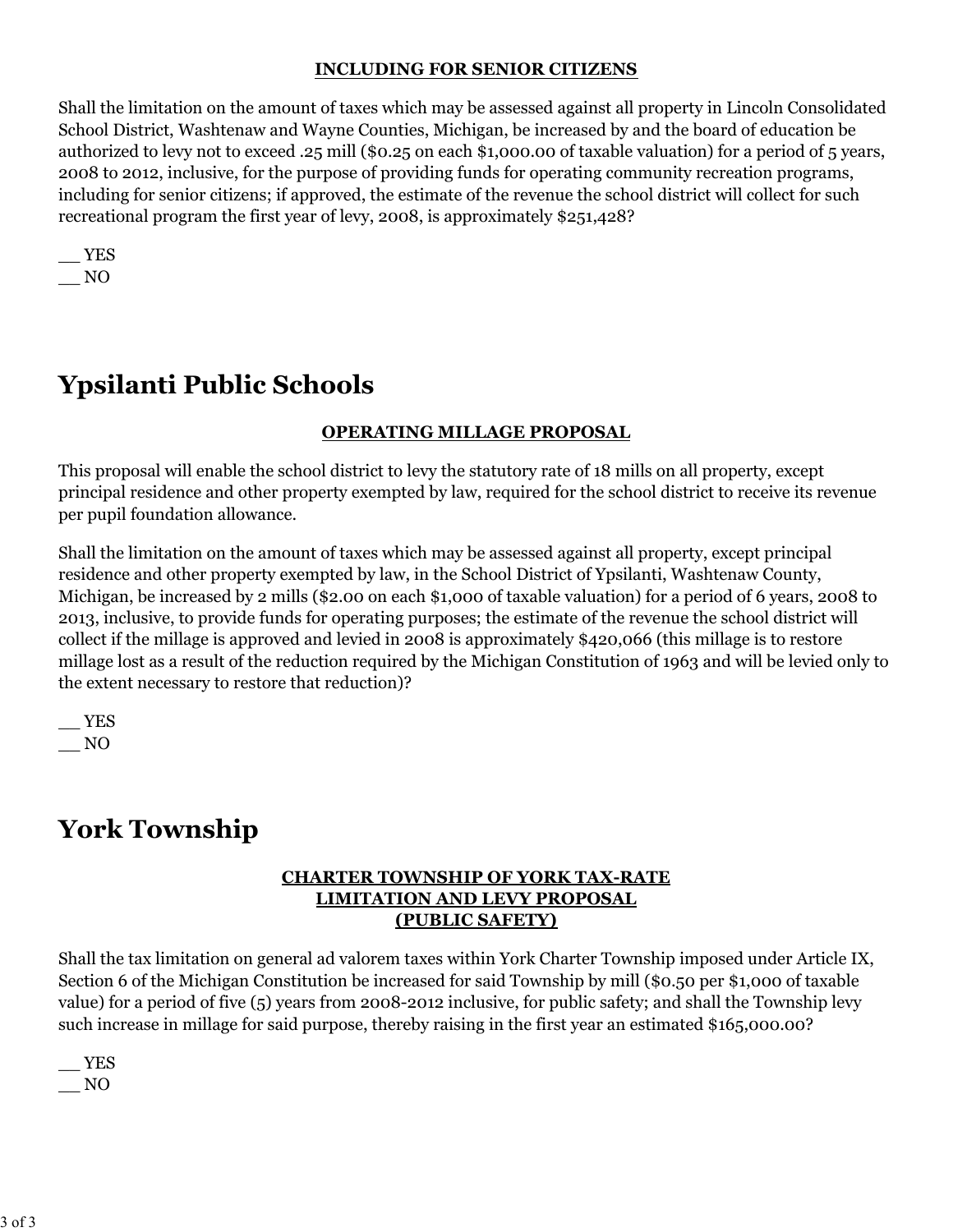**INCLUDING FOR SENIOR CITIZENS**

Shall the limitation on the amount of taxes which may be assessed against all property in Lincoln Consolidated School District, Washtenaw and Wayne Counties, Michigan, be increased by and the board of education be authorized to levy not to exceed .25 mill ($0.25 on each $1,000.00 of taxable valuation) for a period of 5 years, 2008 to 2012, inclusive, for the purpose of providing funds for operating community recreation programs, including for senior citizens; if approved, the estimate of the revenue the school district will collect for such recreational program the first year of levy, 2008, is approximately $251,428?

__ YES
__ NO

# Ypsilanti Public Schools

**OPERATING MILLAGE PROPOSAL**

This proposal will enable the school district to levy the statutory rate of 18 mills on all property, except principal residence and other property exempted by law, required for the school district to receive its revenue per pupil foundation allowance.

Shall the limitation on the amount of taxes which may be assessed against all property, except principal residence and other property exempted by law, in the School District of Ypsilanti, Washtenaw County, Michigan, be increased by 2 mills ($2.00 on each $1,000 of taxable valuation) for a period of 6 years, 2008 to 2013, inclusive, to provide funds for operating purposes; the estimate of the revenue the school district will collect if the millage is approved and levied in 2008 is approximately $420,066 (this millage is to restore millage lost as a result of the reduction required by the Michigan Constitution of 1963 and will be levied only to the extent necessary to restore that reduction)?

__ YES
__ NO

# York Township

**CHARTER TOWNSHIP OF YORK TAX-RATE LIMITATION AND LEVY PROPOSAL (PUBLIC SAFETY)**

Shall the tax limitation on general ad valorem taxes within York Charter Township imposed under Article IX, Section 6 of the Michigan Constitution be increased for said Township by mill ($0.50 per $1,000 of taxable value) for a period of five (5) years from 2008-2012 inclusive, for public safety; and shall the Township levy such increase in millage for said purpose, thereby raising in the first year an estimated $165,000.00?

__ YES
__ NO